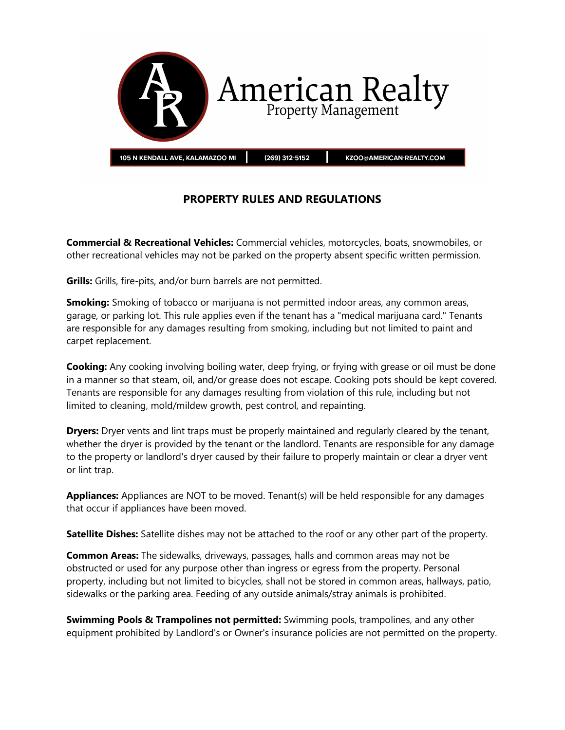# American Realty
## Property Management

105 N KENDALL AVE, KALAMAZOO MI | (269) 312-5152 | KZOO@AMERICAN-REALTY.COM

## PROPERTY RULES AND REGULATIONS

**Commercial & Recreational Vehicles:** Commercial vehicles, motorcycles, boats, snowmobiles, or other recreational vehicles may not be parked on the property absent specific written permission.

**Grills:** Grills, fire-pits, and/or burn barrels are not permitted.

**Smoking:** Smoking of tobacco or marijuana is not permitted indoor areas, any common areas, garage, or parking lot. This rule applies even if the tenant has a "medical marijuana card." Tenants are responsible for any damages resulting from smoking, including but not limited to paint and carpet replacement.

**Cooking:** Any cooking involving boiling water, deep frying, or frying with grease or oil must be done in a manner so that steam, oil, and/or grease does not escape. Cooking pots should be kept covered. Tenants are responsible for any damages resulting from violation of this rule, including but not limited to cleaning, mold/mildew growth, pest control, and repainting.

**Dryers:** Dryer vents and lint traps must be properly maintained and regularly cleared by the tenant, whether the dryer is provided by the tenant or the landlord. Tenants are responsible for any damage to the property or landlord's dryer caused by their failure to properly maintain or clear a dryer vent or lint trap.

**Appliances:** Appliances are NOT to be moved. Tenant(s) will be held responsible for any damages that occur if appliances have been moved.

**Satellite Dishes:** Satellite dishes may not be attached to the roof or any other part of the property.

**Common Areas:** The sidewalks, driveways, passages, halls and common areas may not be obstructed or used for any purpose other than ingress or egress from the property. Personal property, including but not limited to bicycles, shall not be stored in common areas, hallways, patio, sidewalks or the parking area. Feeding of any outside animals/stray animals is prohibited.

**Swimming Pools & Trampolines not permitted:** Swimming pools, trampolines, and any other equipment prohibited by Landlord's or Owner's insurance policies are not permitted on the property.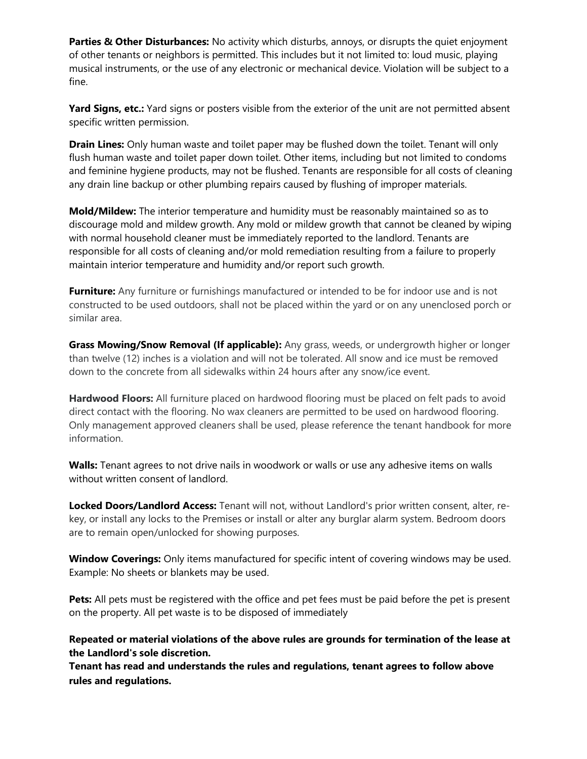**Parties & Other Disturbances:** No activity which disturbs, annoys, or disrupts the quiet enjoyment of other tenants or neighbors is permitted. This includes but it not limited to: loud music, playing musical instruments, or the use of any electronic or mechanical device. Violation will be subject to a fine.

**Yard Signs, etc.:** Yard signs or posters visible from the exterior of the unit are not permitted absent specific written permission.

**Drain Lines:** Only human waste and toilet paper may be flushed down the toilet. Tenant will only flush human waste and toilet paper down toilet. Other items, including but not limited to condoms and feminine hygiene products, may not be flushed. Tenants are responsible for all costs of cleaning any drain line backup or other plumbing repairs caused by flushing of improper materials.

**Mold/Mildew:** The interior temperature and humidity must be reasonably maintained so as to discourage mold and mildew growth. Any mold or mildew growth that cannot be cleaned by wiping with normal household cleaner must be immediately reported to the landlord. Tenants are responsible for all costs of cleaning and/or mold remediation resulting from a failure to properly maintain interior temperature and humidity and/or report such growth.

**Furniture:** Any furniture or furnishings manufactured or intended to be for indoor use and is not constructed to be used outdoors, shall not be placed within the yard or on any unenclosed porch or similar area.

**Grass Mowing/Snow Removal (If applicable):** Any grass, weeds, or undergrowth higher or longer than twelve (12) inches is a violation and will not be tolerated. All snow and ice must be removed down to the concrete from all sidewalks within 24 hours after any snow/ice event.

**Hardwood Floors:** All furniture placed on hardwood flooring must be placed on felt pads to avoid direct contact with the flooring. No wax cleaners are permitted to be used on hardwood flooring. Only management approved cleaners shall be used, please reference the tenant handbook for more information.

**Walls:** Tenant agrees to not drive nails in woodwork or walls or use any adhesive items on walls without written consent of landlord.

**Locked Doors/Landlord Access:** Tenant will not, without Landlord's prior written consent, alter, re-key, or install any locks to the Premises or install or alter any burglar alarm system. Bedroom doors are to remain open/unlocked for showing purposes.

**Window Coverings:** Only items manufactured for specific intent of covering windows may be used. Example: No sheets or blankets may be used.

**Pets:** All pets must be registered with the office and pet fees must be paid before the pet is present on the property. All pet waste is to be disposed of immediately

**Repeated or material violations of the above rules are grounds for termination of the lease at the Landlord's sole discretion.**

**Tenant has read and understands the rules and regulations, tenant agrees to follow above rules and regulations.**